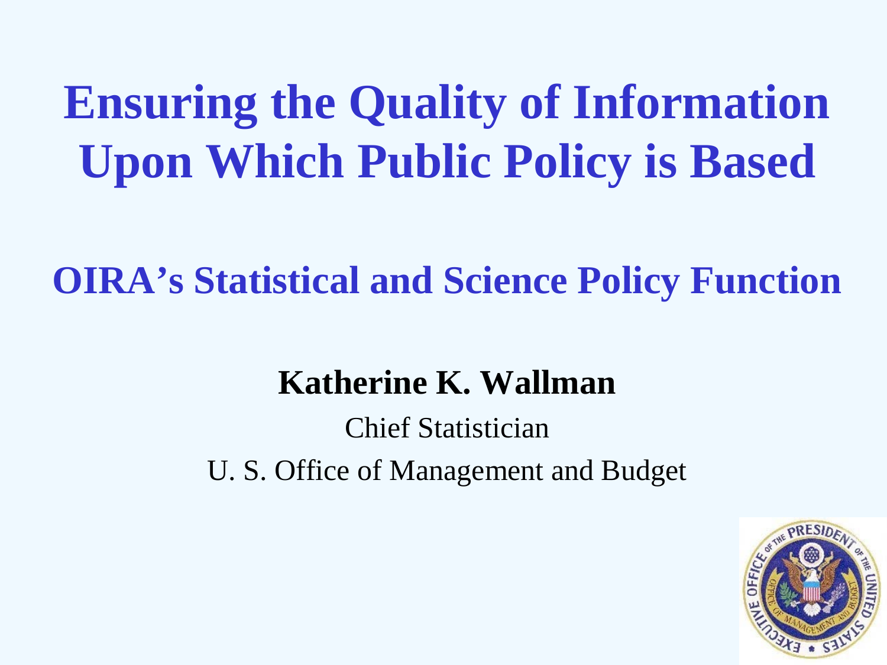# Ensuring the Quality of Information Upon Which Public Policy is Based

## OIRA's Statistical and Science Policy Function

**Katherine K. Wallman**

Chief Statistician

U. S. Office of Management and Budget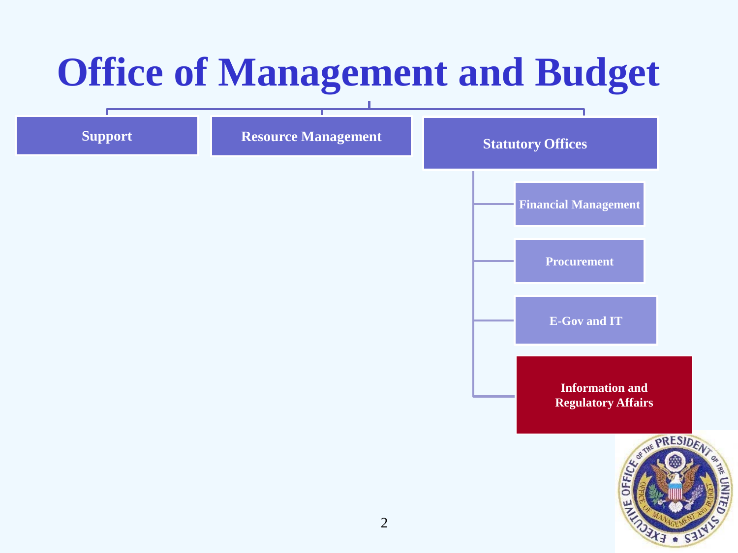# Office of Management and Budget

- Support
- Resource Management
- Statutory Offices
  - Financial Management
  - Procurement
  - E-Gov and IT
  - Information and Regulatory Affairs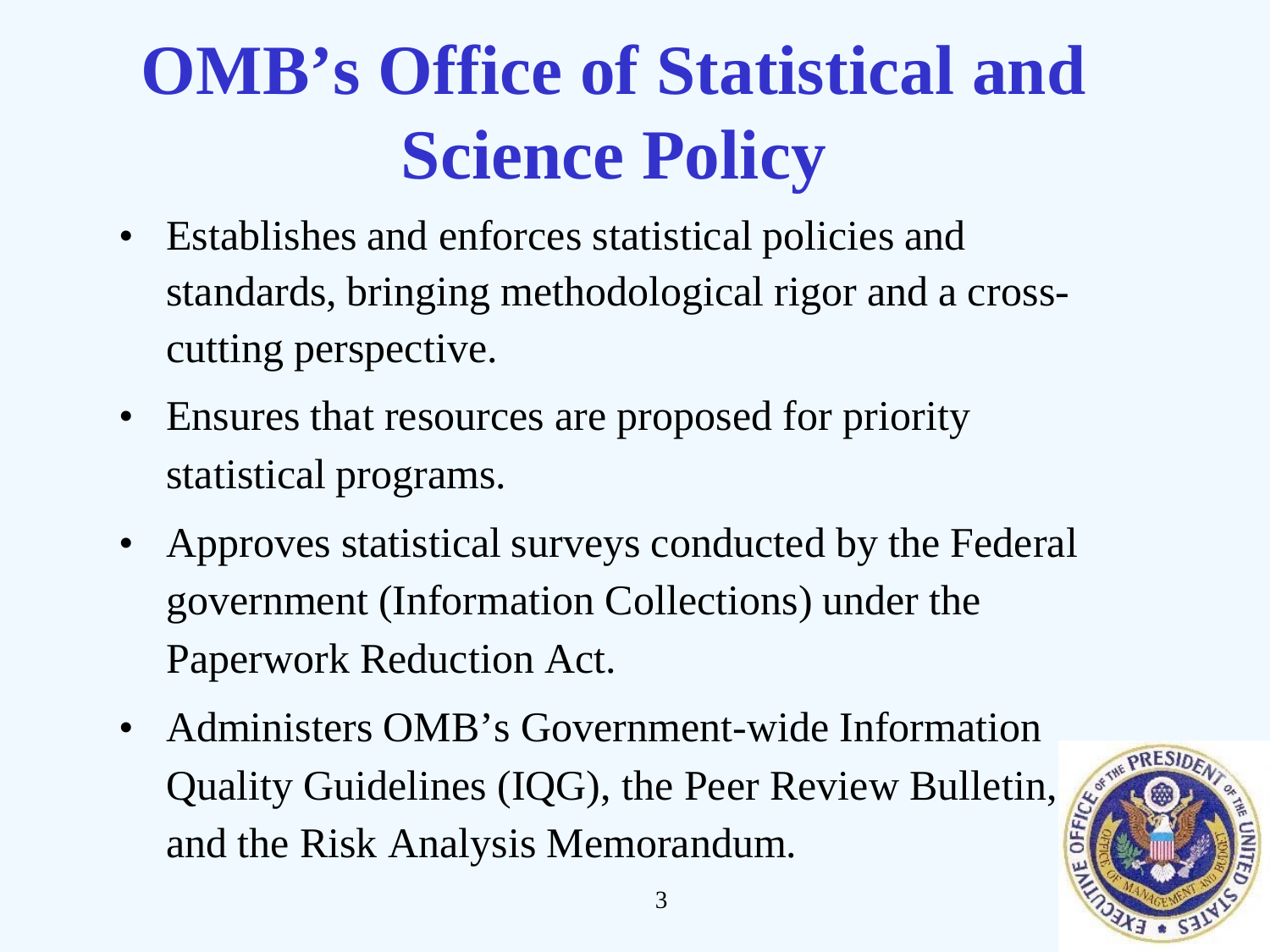# OMB's Office of Statistical and Science Policy

- Establishes and enforces statistical policies and standards, bringing methodological rigor and a cross-cutting perspective.
- Ensures that resources are proposed for priority statistical programs.
- Approves statistical surveys conducted by the Federal government (Information Collections) under the Paperwork Reduction Act.
- Administers OMB's Government-wide Information Quality Guidelines (IQG), the Peer Review Bulletin, and the Risk Analysis Memorandum.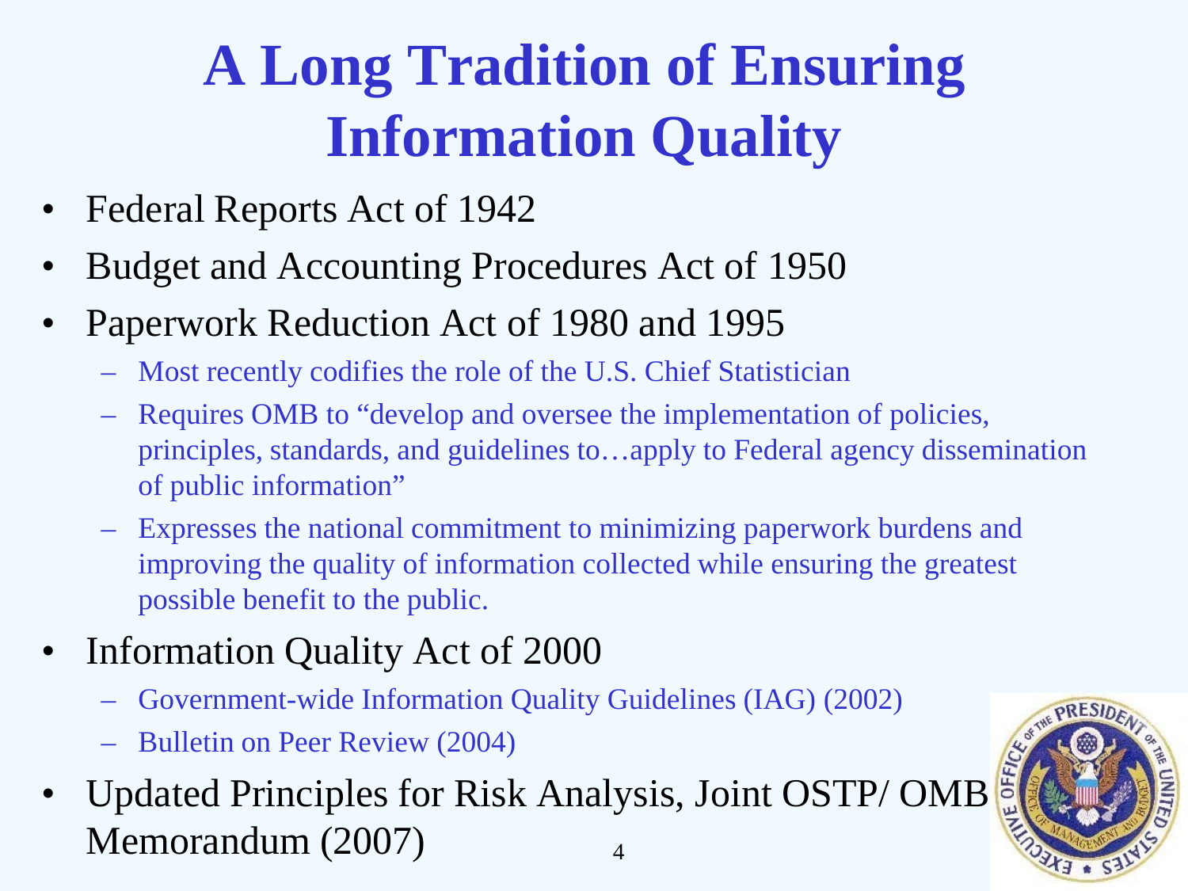# A Long Tradition of Ensuring Information Quality

- Federal Reports Act of 1942
- Budget and Accounting Procedures Act of 1950
- Paperwork Reduction Act of 1980 and 1995
  - Most recently codifies the role of the U.S. Chief Statistician
  - Requires OMB to "develop and oversee the implementation of policies, principles, standards, and guidelines to…apply to Federal agency dissemination of public information"
  - Expresses the national commitment to minimizing paperwork burdens and improving the quality of information collected while ensuring the greatest possible benefit to the public.
- Information Quality Act of 2000
  - Government-wide Information Quality Guidelines (IAG) (2002)
  - Bulletin on Peer Review (2004)
- Updated Principles for Risk Analysis, Joint OSTP/ OMB Memorandum (2007)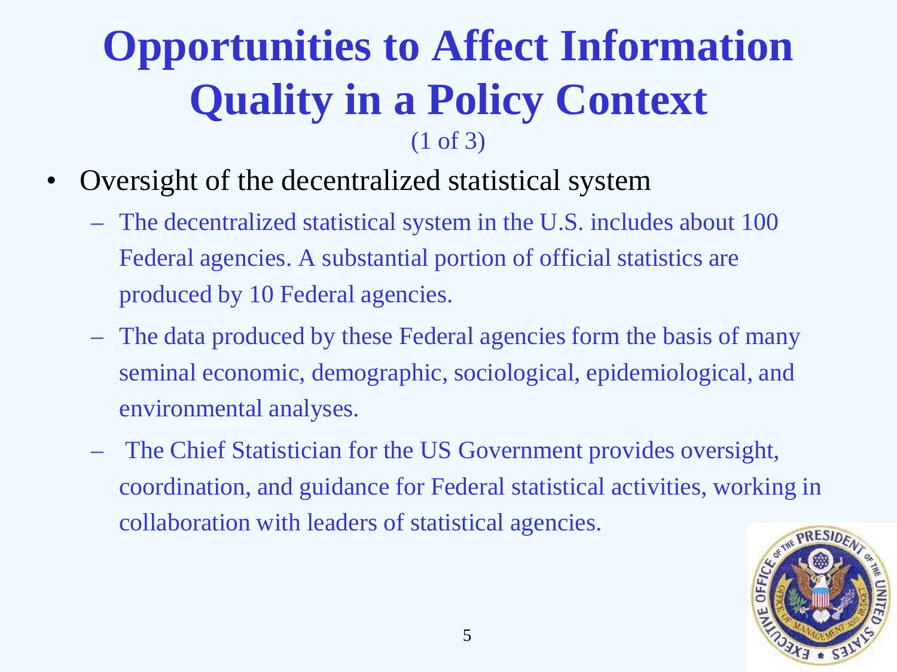# Opportunities to Affect Information Quality in a Policy Context

(1 of 3)

- Oversight of the decentralized statistical system
  - The decentralized statistical system in the U.S. includes about 100 Federal agencies. A substantial portion of official statistics are produced by 10 Federal agencies.
  - The data produced by these Federal agencies form the basis of many seminal economic, demographic, sociological, epidemiological, and environmental analyses.
  - The Chief Statistician for the US Government provides oversight, coordination, and guidance for Federal statistical activities, working in collaboration with leaders of statistical agencies.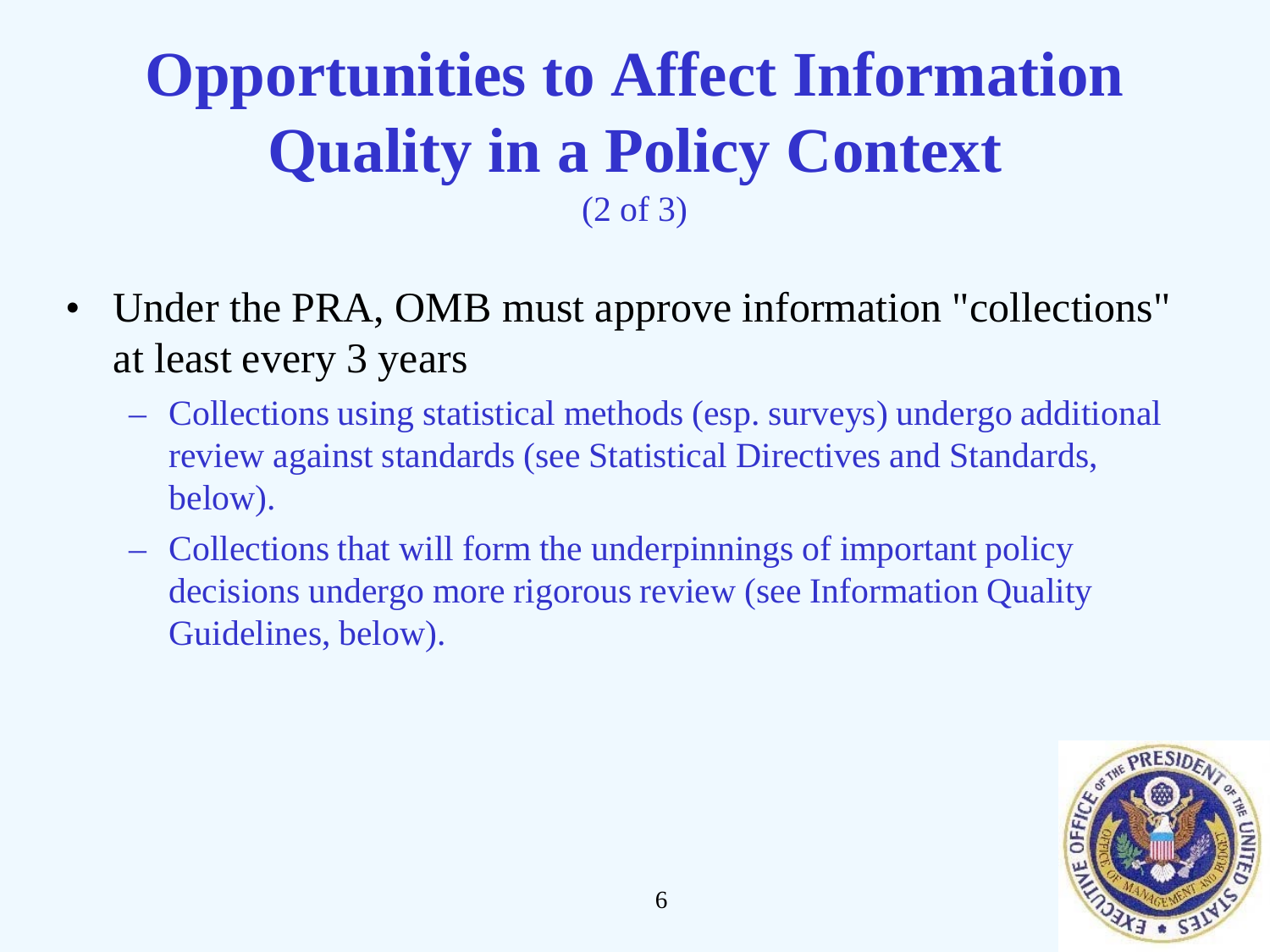# Opportunities to Affect Information Quality in a Policy Context

(2 of 3)

- Under the PRA, OMB must approve information "collections" at least every 3 years
  - Collections using statistical methods (esp. surveys) undergo additional review against standards (see Statistical Directives and Standards, below).
  - Collections that will form the underpinnings of important policy decisions undergo more rigorous review (see Information Quality Guidelines, below).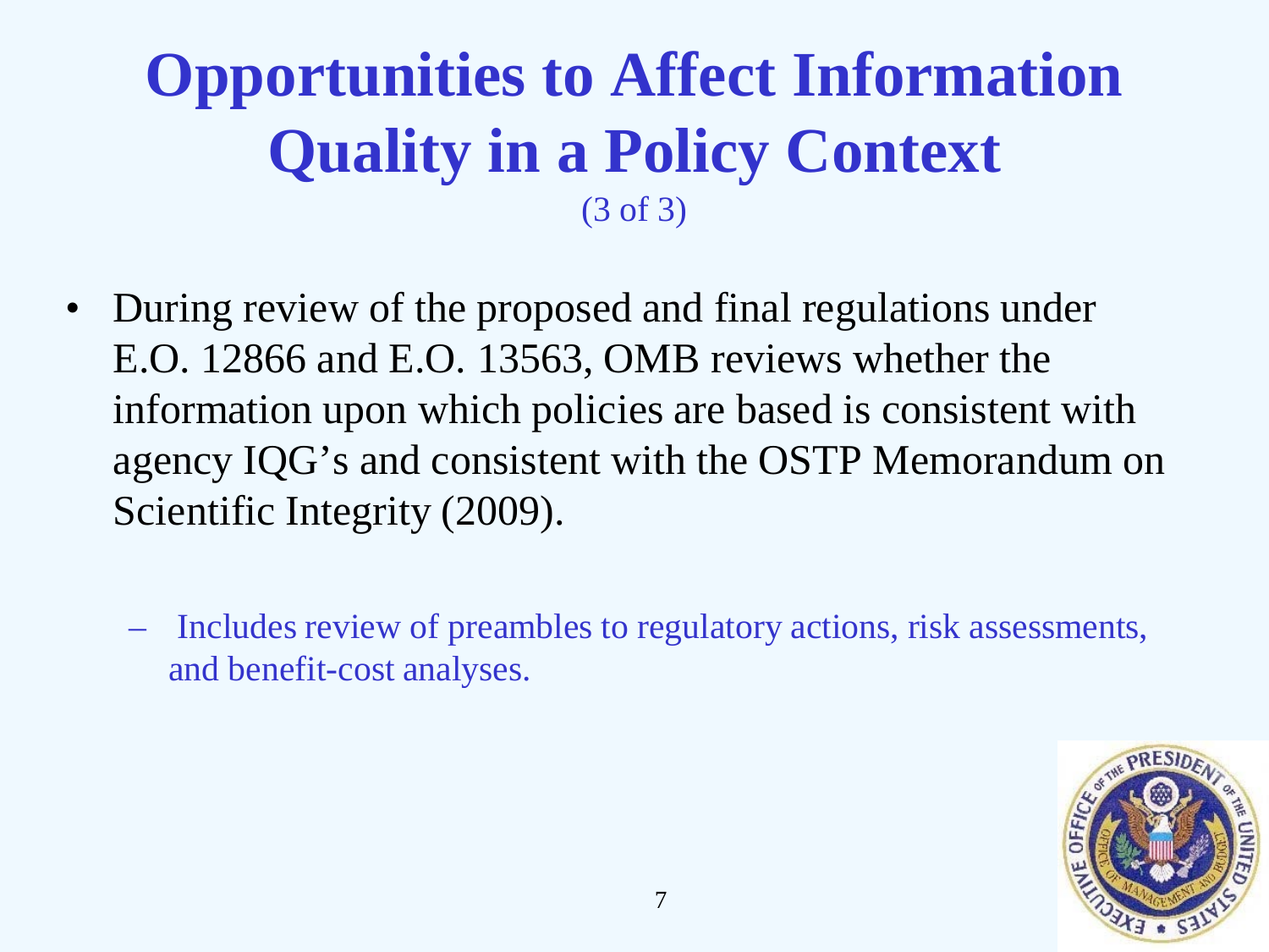# Opportunities to Affect Information Quality in a Policy Context

(3 of 3)

- During review of the proposed and final regulations under E.O. 12866 and E.O. 13563, OMB reviews whether the information upon which policies are based is consistent with agency IQG's and consistent with the OSTP Memorandum on Scientific Integrity (2009).
  - Includes review of preambles to regulatory actions, risk assessments, and benefit-cost analyses.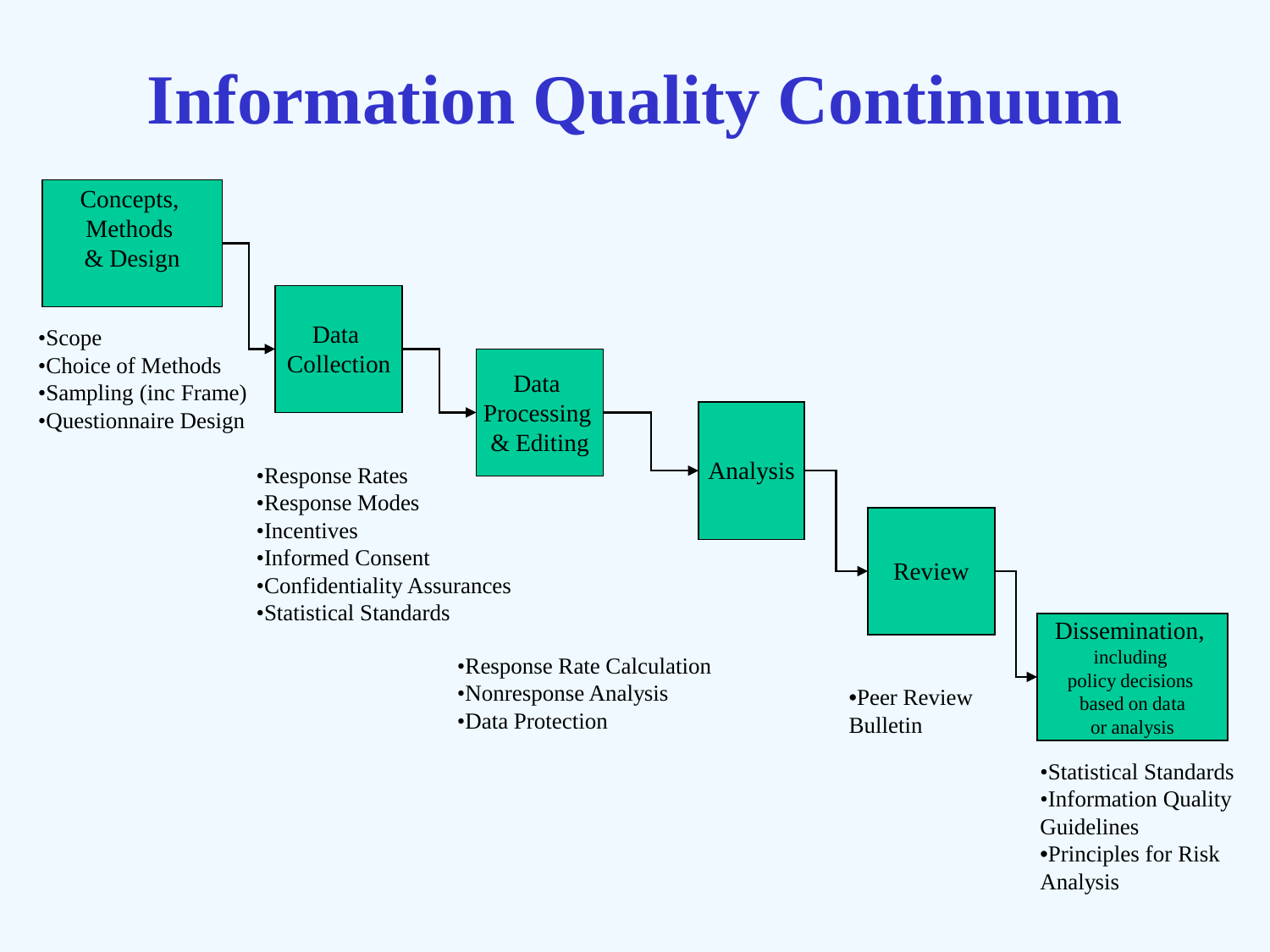# Information Quality Continuum

**Concepts, Methods & Design**

- Scope
- Choice of Methods
- Sampling (inc Frame)
- Questionnaire Design

**Data Collection**

- Response Rates
- Response Modes
- Incentives
- Informed Consent
- Confidentiality Assurances
- Statistical Standards

**Data Processing & Editing**

- Response Rate Calculation
- Nonresponse Analysis
- Data Protection

**Analysis**

**Review**

- Peer Review Bulletin

**Dissemination, including policy decisions based on data or analysis**

- Statistical Standards
- Information Quality Guidelines
- Principles for Risk Analysis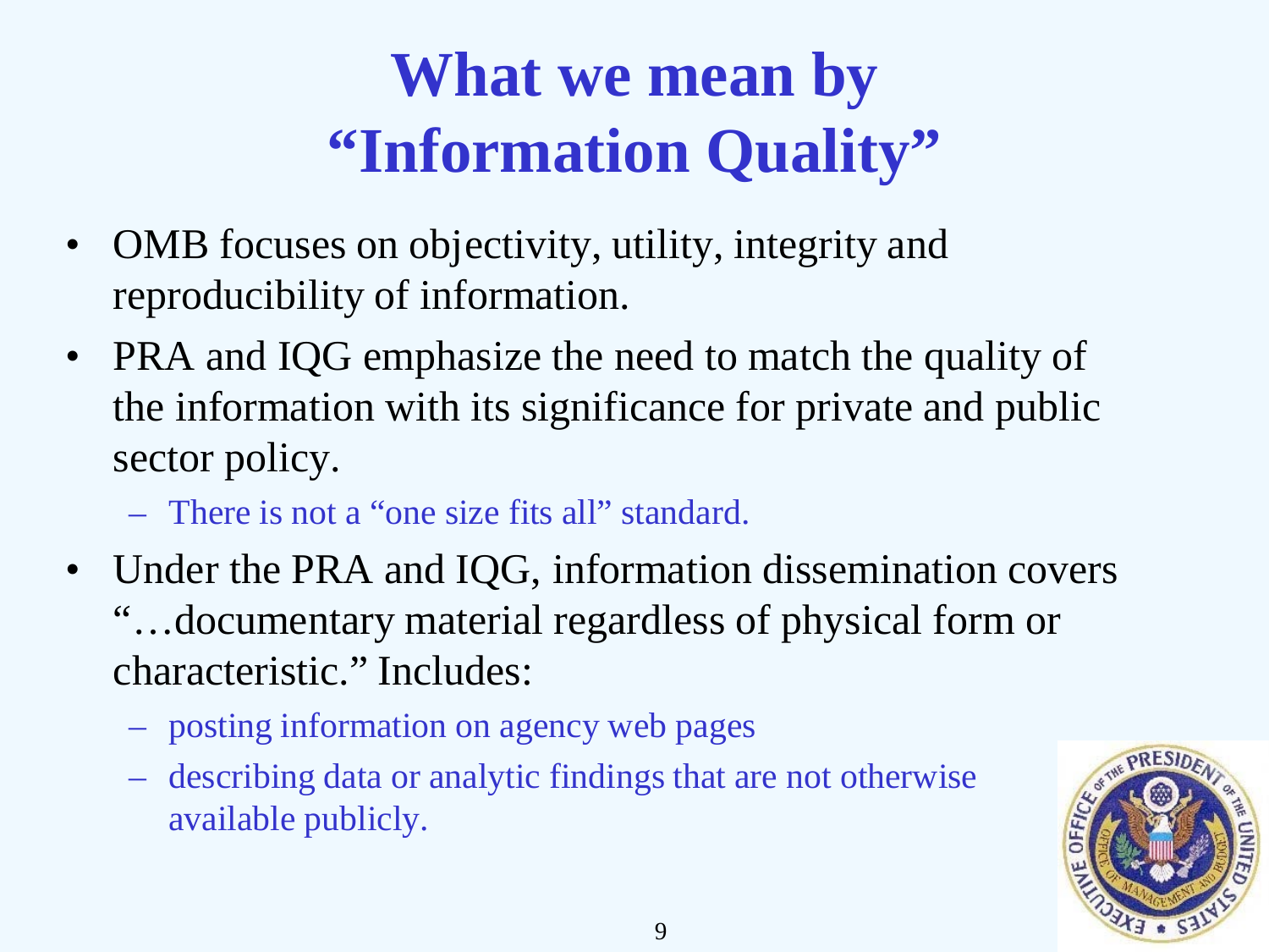# What we mean by "Information Quality"

- OMB focuses on objectivity, utility, integrity and reproducibility of information.
- PRA and IQG emphasize the need to match the quality of the information with its significance for private and public sector policy.
  - There is not a "one size fits all" standard.
- Under the PRA and IQG, information dissemination covers "…documentary material regardless of physical form or characteristic." Includes:
  - posting information on agency web pages
  - describing data or analytic findings that are not otherwise available publicly.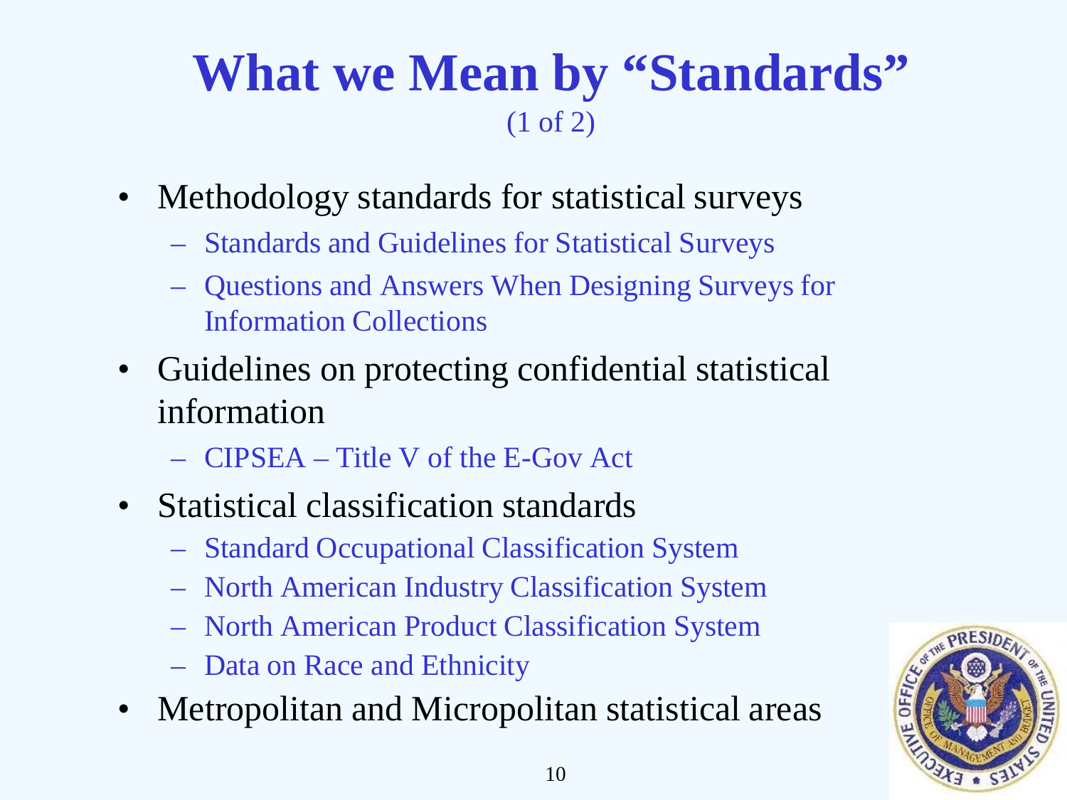# What we Mean by "Standards"

(1 of 2)

- Methodology standards for statistical surveys
  - Standards and Guidelines for Statistical Surveys
  - Questions and Answers When Designing Surveys for Information Collections
- Guidelines on protecting confidential statistical information
  - CIPSEA – Title V of the E-Gov Act
- Statistical classification standards
  - Standard Occupational Classification System
  - North American Industry Classification System
  - North American Product Classification System
  - Data on Race and Ethnicity
- Metropolitan and Micropolitan statistical areas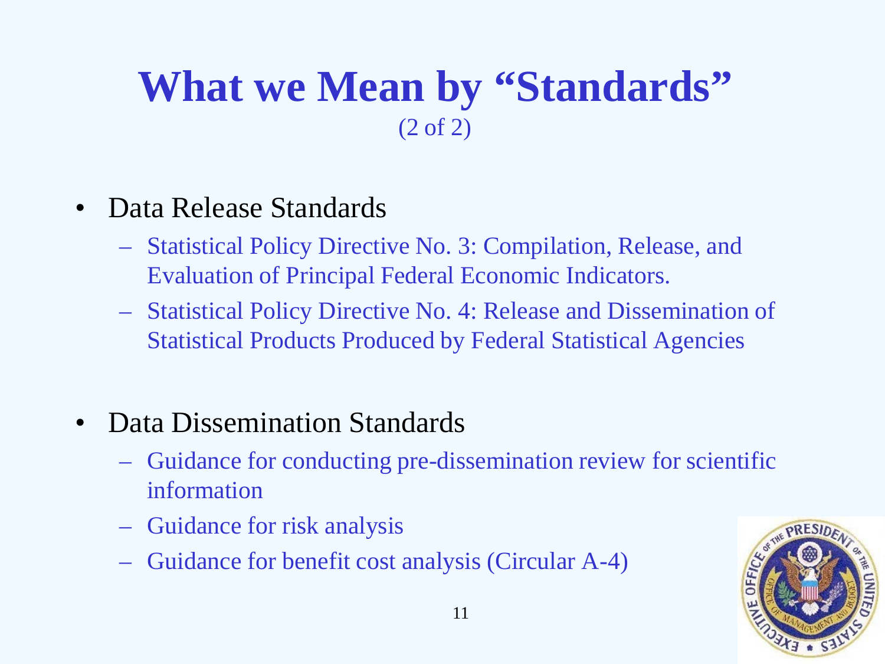# What we Mean by "Standards"

(2 of 2)

- Data Release Standards
  - Statistical Policy Directive No. 3: Compilation, Release, and Evaluation of Principal Federal Economic Indicators.
  - Statistical Policy Directive No. 4: Release and Dissemination of Statistical Products Produced by Federal Statistical Agencies

- Data Dissemination Standards
  - Guidance for conducting pre-dissemination review for scientific information
  - Guidance for risk analysis
  - Guidance for benefit cost analysis (Circular A-4)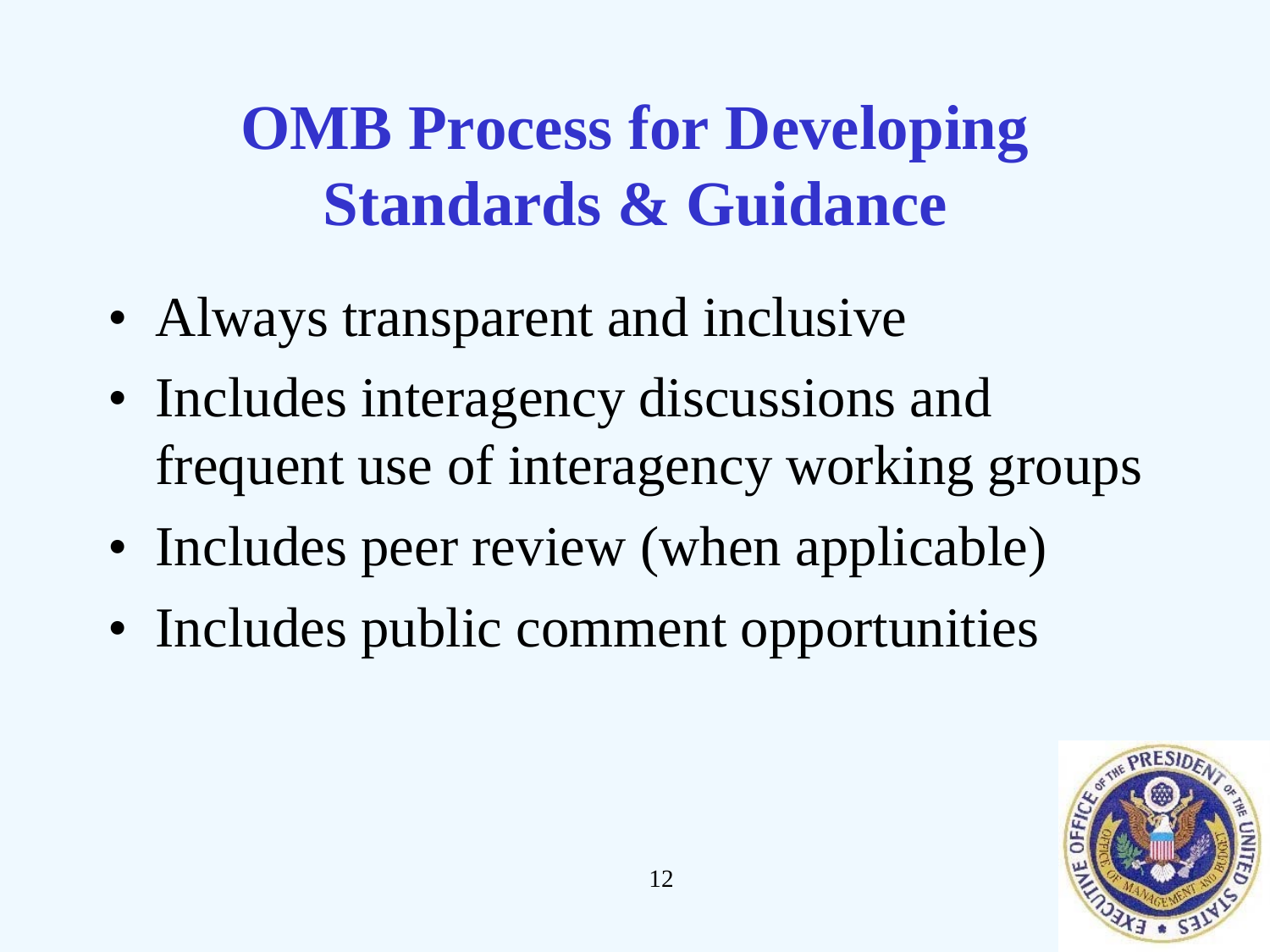# OMB Process for Developing Standards & Guidance

- Always transparent and inclusive
- Includes interagency discussions and frequent use of interagency working groups
- Includes peer review (when applicable)
- Includes public comment opportunities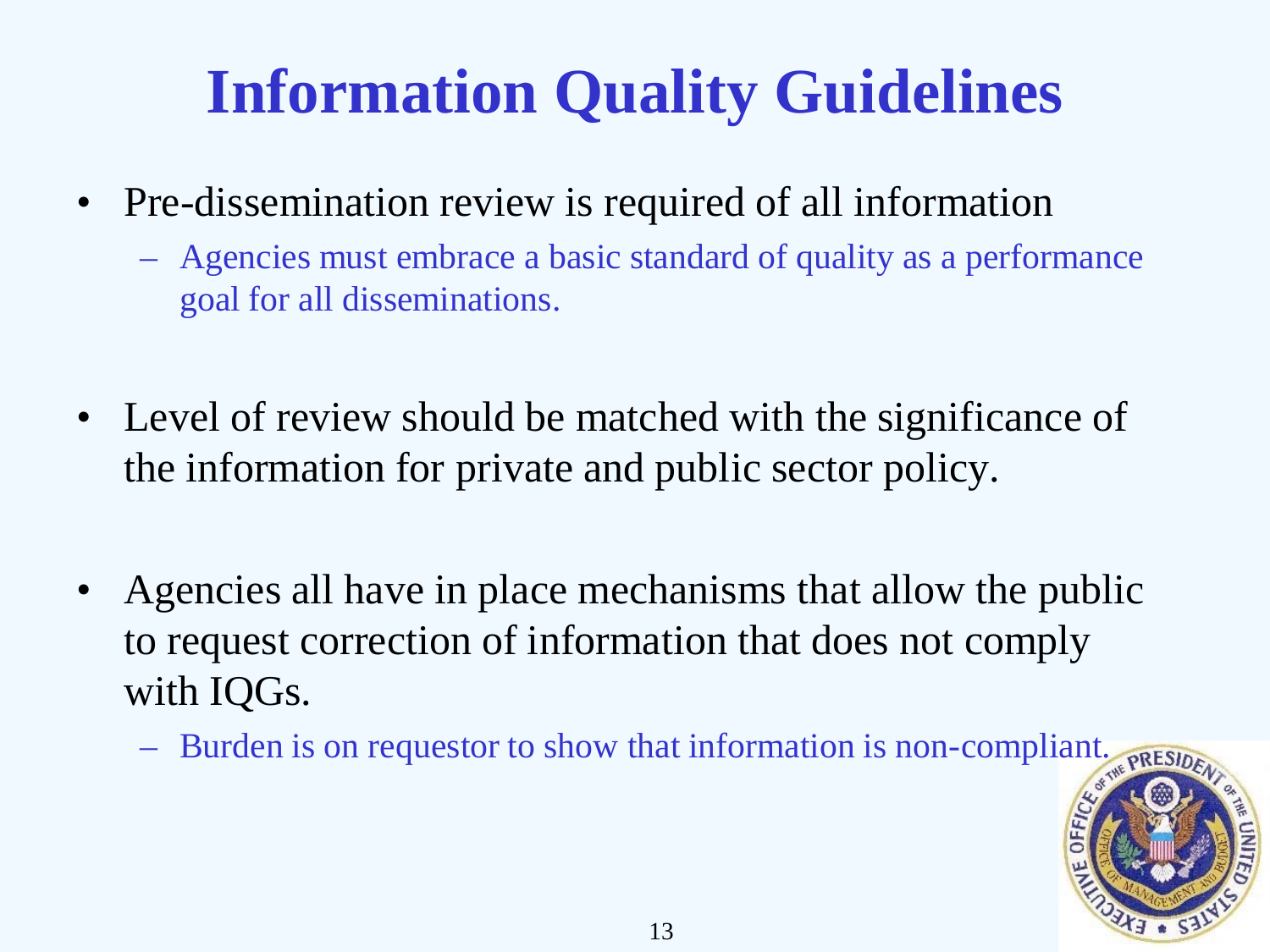# Information Quality Guidelines

- Pre-dissemination review is required of all information
  - Agencies must embrace a basic standard of quality as a performance goal for all disseminations.
- Level of review should be matched with the significance of the information for private and public sector policy.
- Agencies all have in place mechanisms that allow the public to request correction of information that does not comply with IQGs.
  - Burden is on requestor to show that information is non-compliant.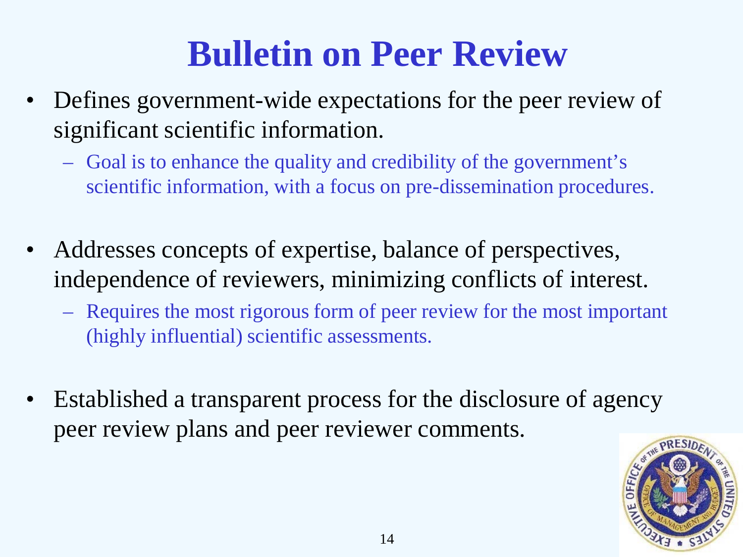# Bulletin on Peer Review

- Defines government-wide expectations for the peer review of significant scientific information.
  - Goal is to enhance the quality and credibility of the government's scientific information, with a focus on pre-dissemination procedures.

- Addresses concepts of expertise, balance of perspectives, independence of reviewers, minimizing conflicts of interest.
  - Requires the most rigorous form of peer review for the most important (highly influential) scientific assessments.

- Established a transparent process for the disclosure of agency peer review plans and peer reviewer comments.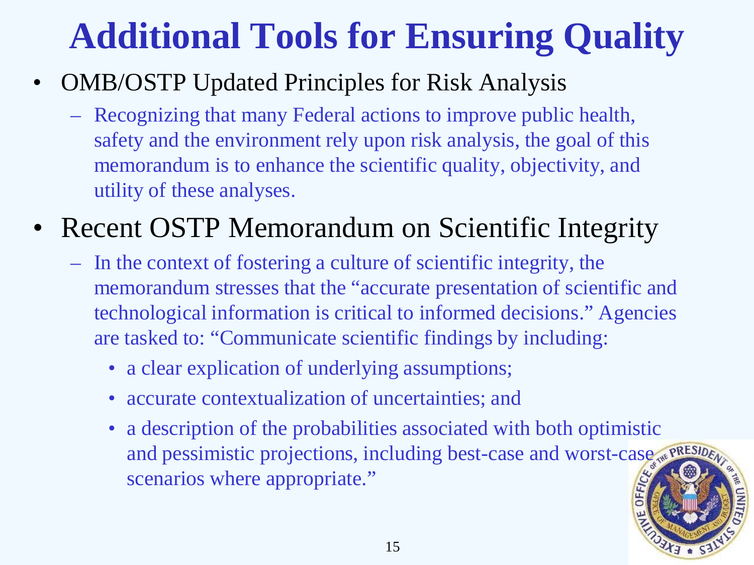# Additional Tools for Ensuring Quality

- OMB/OSTP Updated Principles for Risk Analysis
  - Recognizing that many Federal actions to improve public health, safety and the environment rely upon risk analysis, the goal of this memorandum is to enhance the scientific quality, objectivity, and utility of these analyses.
- Recent OSTP Memorandum on Scientific Integrity
  - In the context of fostering a culture of scientific integrity, the memorandum stresses that the "accurate presentation of scientific and technological information is critical to informed decisions." Agencies are tasked to: "Communicate scientific findings by including:
    - a clear explication of underlying assumptions;
    - accurate contextualization of uncertainties; and
    - a description of the probabilities associated with both optimistic and pessimistic projections, including best-case and worst-case scenarios where appropriate."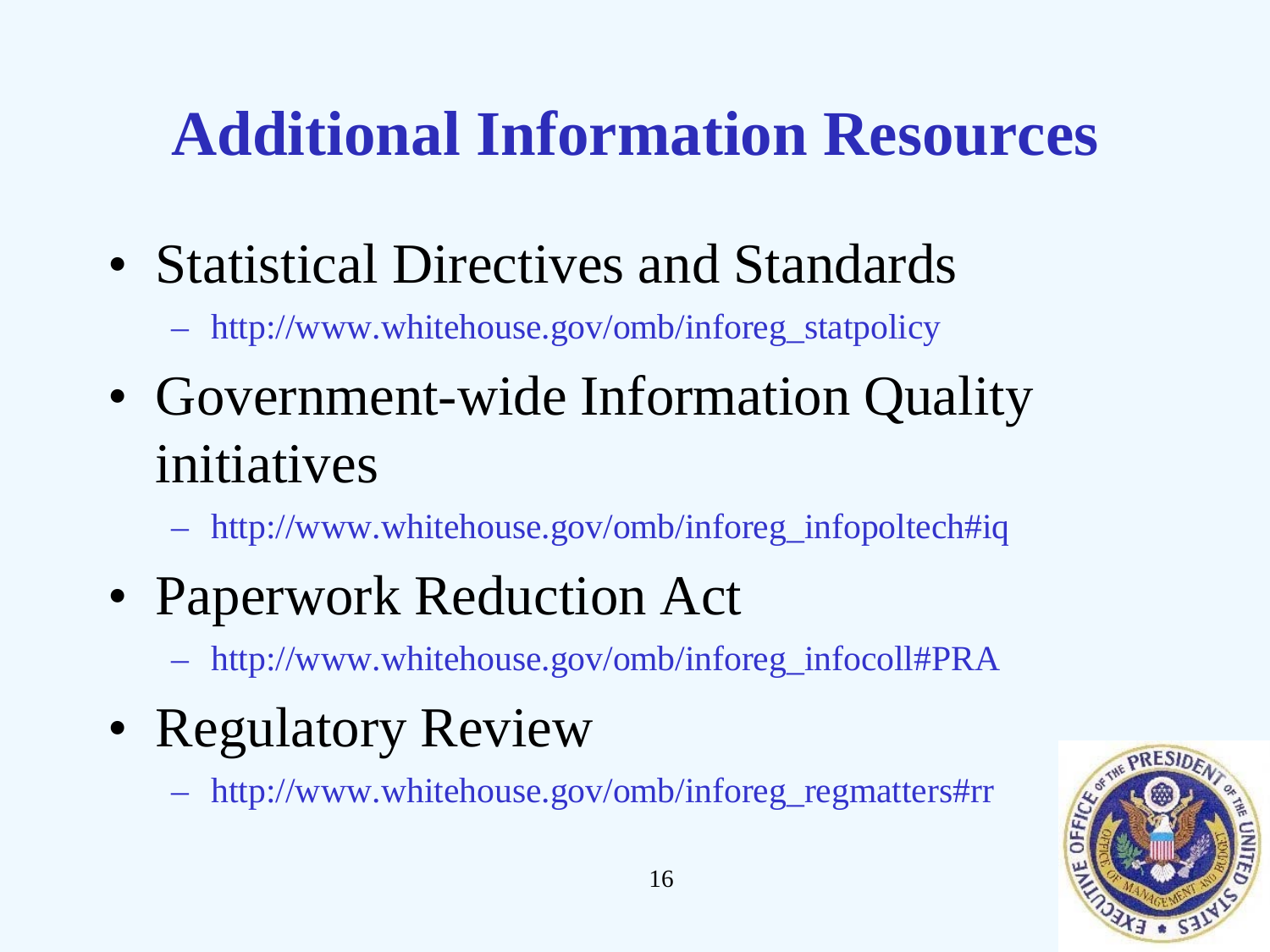# Additional Information Resources

- Statistical Directives and Standards
  - http://www.whitehouse.gov/omb/inforeg_statpolicy
- Government-wide Information Quality initiatives
  - http://www.whitehouse.gov/omb/inforeg_infopoltech#iq
- Paperwork Reduction Act
  - http://www.whitehouse.gov/omb/inforeg_infocoll#PRA
- Regulatory Review
  - http://www.whitehouse.gov/omb/inforeg_regmatters#rr